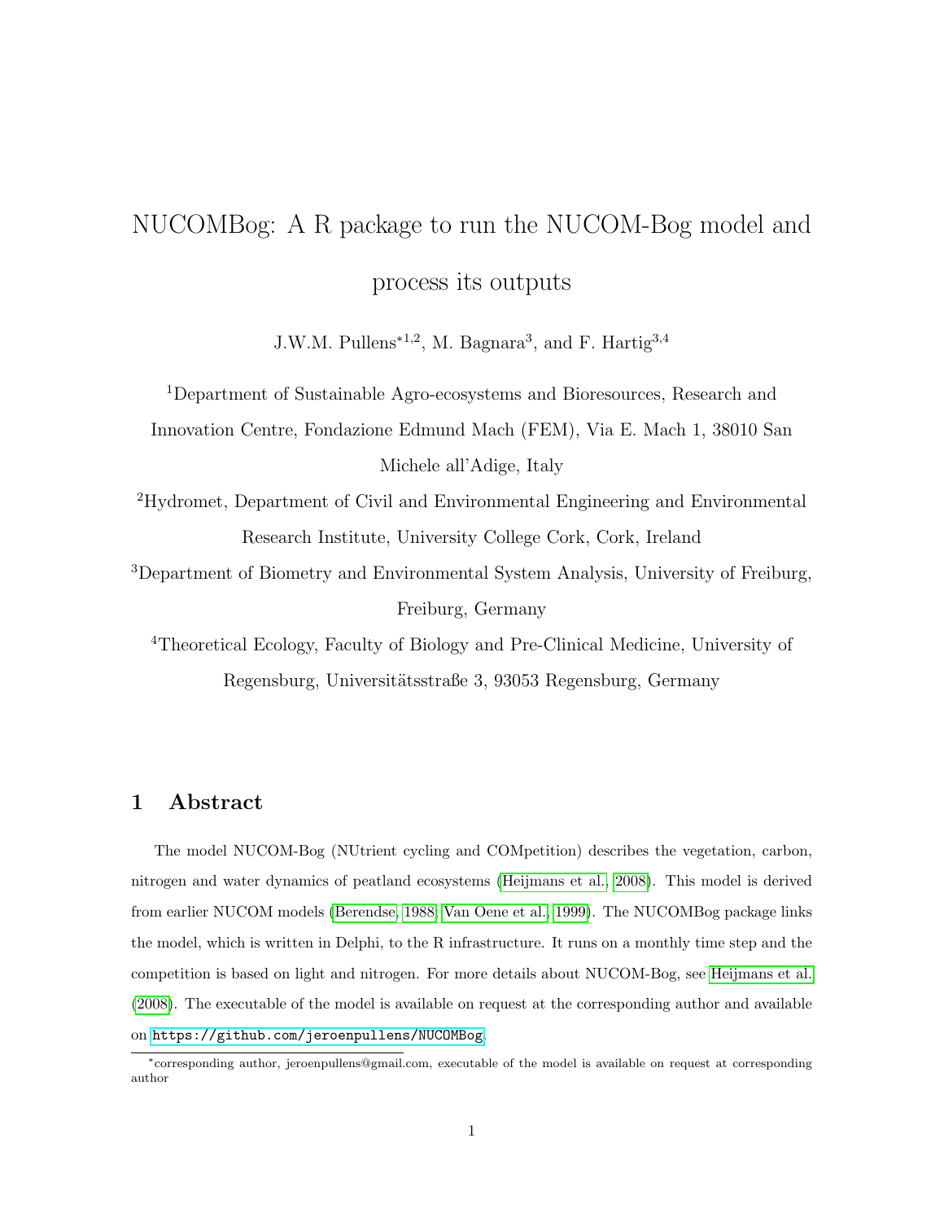# NUCOMBog: A R package to run the NUCOM-Bog model and process its outputs

J.W.M. Pullens*[1,2], M. Bagnara[3], and F. Hartig[3,4]

[1]Department of Sustainable Agro-ecosystems and Bioresources, Research and Innovation Centre, Fondazione Edmund Mach (FEM), Via E. Mach 1, 38010 San Michele all'Adige, Italy

[2]Hydromet, Department of Civil and Environmental Engineering and Environmental Research Institute, University College Cork, Cork, Ireland

[3]Department of Biometry and Environmental System Analysis, University of Freiburg, Freiburg, Germany

[4]Theoretical Ecology, Faculty of Biology and Pre-Clinical Medicine, University of Regensburg, Universitätsstraße 3, 93053 Regensburg, Germany

## 1 Abstract

The model NUCOM-Bog (NUtrient cycling and COMpetition) describes the vegetation, carbon, nitrogen and water dynamics of peatland ecosystems (Heijmans et al., 2008). This model is derived from earlier NUCOM models (Berendse, 1988; Van Oene et al., 1999). The NUCOMBog package links the model, which is written in Delphi, to the R infrastructure. It runs on a monthly time step and the competition is based on light and nitrogen. For more details about NUCOM-Bog, see Heijmans et al. (2008). The executable of the model is available on request at the corresponding author and available on https://github.com/jeroenpullens/NUCOMBog.

*corresponding author, jeroenpullens@gmail.com, executable of the model is available on request at corresponding author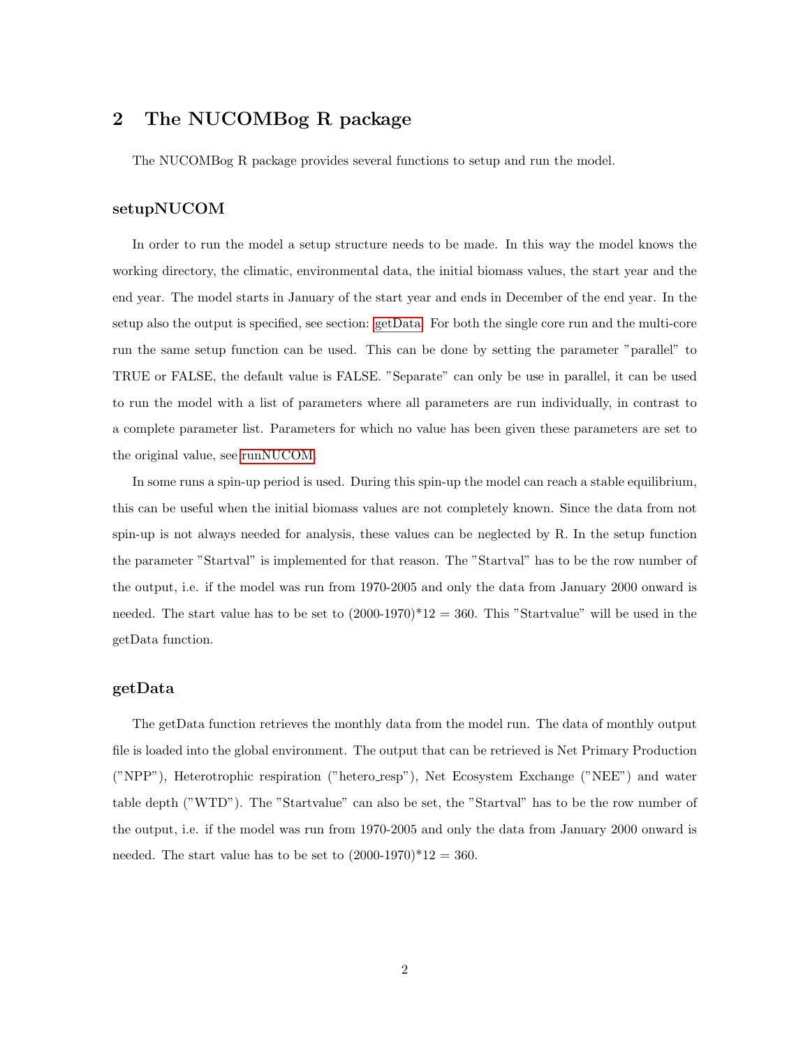## 2 The NUCOMBog R package

The NUCOMBog R package provides several functions to setup and run the model.

### setupNUCOM

In order to run the model a setup structure needs to be made. In this way the model knows the working directory, the climatic, environmental data, the initial biomass values, the start year and the end year. The model starts in January of the start year and ends in December of the end year. In the setup also the output is specified, see section: getData. For both the single core run and the multi-core run the same setup function can be used. This can be done by setting the parameter "parallel" to TRUE or FALSE, the default value is FALSE. "Separate" can only be use in parallel, it can be used to run the model with a list of parameters where all parameters are run individually, in contrast to a complete parameter list. Parameters for which no value has been given these parameters are set to the original value, see runNUCOM.

In some runs a spin-up period is used. During this spin-up the model can reach a stable equilibrium, this can be useful when the initial biomass values are not completely known. Since the data from not spin-up is not always needed for analysis, these values can be neglected by R. In the setup function the parameter "Startval" is implemented for that reason. The "Startval" has to be the row number of the output, i.e. if the model was run from 1970-2005 and only the data from January 2000 onward is needed. The start value has to be set to (2000-1970)*12 = 360. This "Startvalue" will be used in the getData function.

### getData

The getData function retrieves the monthly data from the model run. The data of monthly output file is loaded into the global environment. The output that can be retrieved is Net Primary Production ("NPP"), Heterotrophic respiration ("hetero_resp"), Net Ecosystem Exchange ("NEE") and water table depth ("WTD"). The "Startvalue" can also be set, the "Startval" has to be the row number of the output, i.e. if the model was run from 1970-2005 and only the data from January 2000 onward is needed. The start value has to be set to (2000-1970)*12 = 360.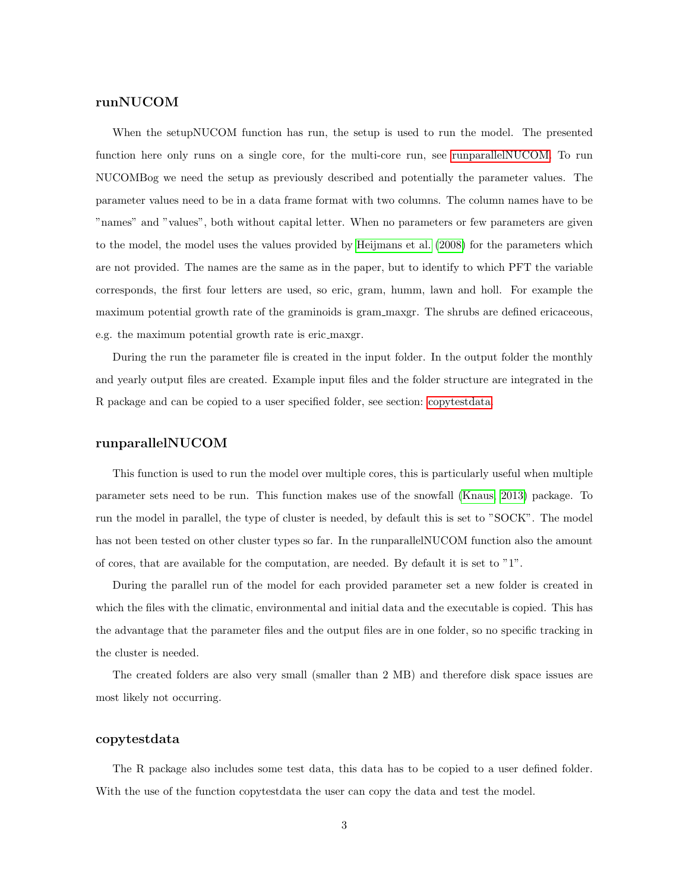### runNUCOM

When the setupNUCOM function has run, the setup is used to run the model. The presented function here only runs on a single core, for the multi-core run, see runparallelNUCOM. To run NUCOMBog we need the setup as previously described and potentially the parameter values. The parameter values need to be in a data frame format with two columns. The column names have to be "names" and "values", both without capital letter. When no parameters or few parameters are given to the model, the model uses the values provided by Heijmans et al. (2008) for the parameters which are not provided. The names are the same as in the paper, but to identify to which PFT the variable corresponds, the first four letters are used, so eric, gram, humm, lawn and holl. For example the maximum potential growth rate of the graminoids is gram_maxgr. The shrubs are defined ericaceous, e.g. the maximum potential growth rate is eric_maxgr.

During the run the parameter file is created in the input folder. In the output folder the monthly and yearly output files are created. Example input files and the folder structure are integrated in the R package and can be copied to a user specified folder, see section: copytestdata.

### runparallelNUCOM

This function is used to run the model over multiple cores, this is particularly useful when multiple parameter sets need to be run. This function makes use of the snowfall (Knaus, 2013) package. To run the model in parallel, the type of cluster is needed, by default this is set to "SOCK". The model has not been tested on other cluster types so far. In the runparallelNUCOM function also the amount of cores, that are available for the computation, are needed. By default it is set to "1".

During the parallel run of the model for each provided parameter set a new folder is created in which the files with the climatic, environmental and initial data and the executable is copied. This has the advantage that the parameter files and the output files are in one folder, so no specific tracking in the cluster is needed.

The created folders are also very small (smaller than 2 MB) and therefore disk space issues are most likely not occurring.

### copytestdata

The R package also includes some test data, this data has to be copied to a user defined folder. With the use of the function copytestdata the user can copy the data and test the model.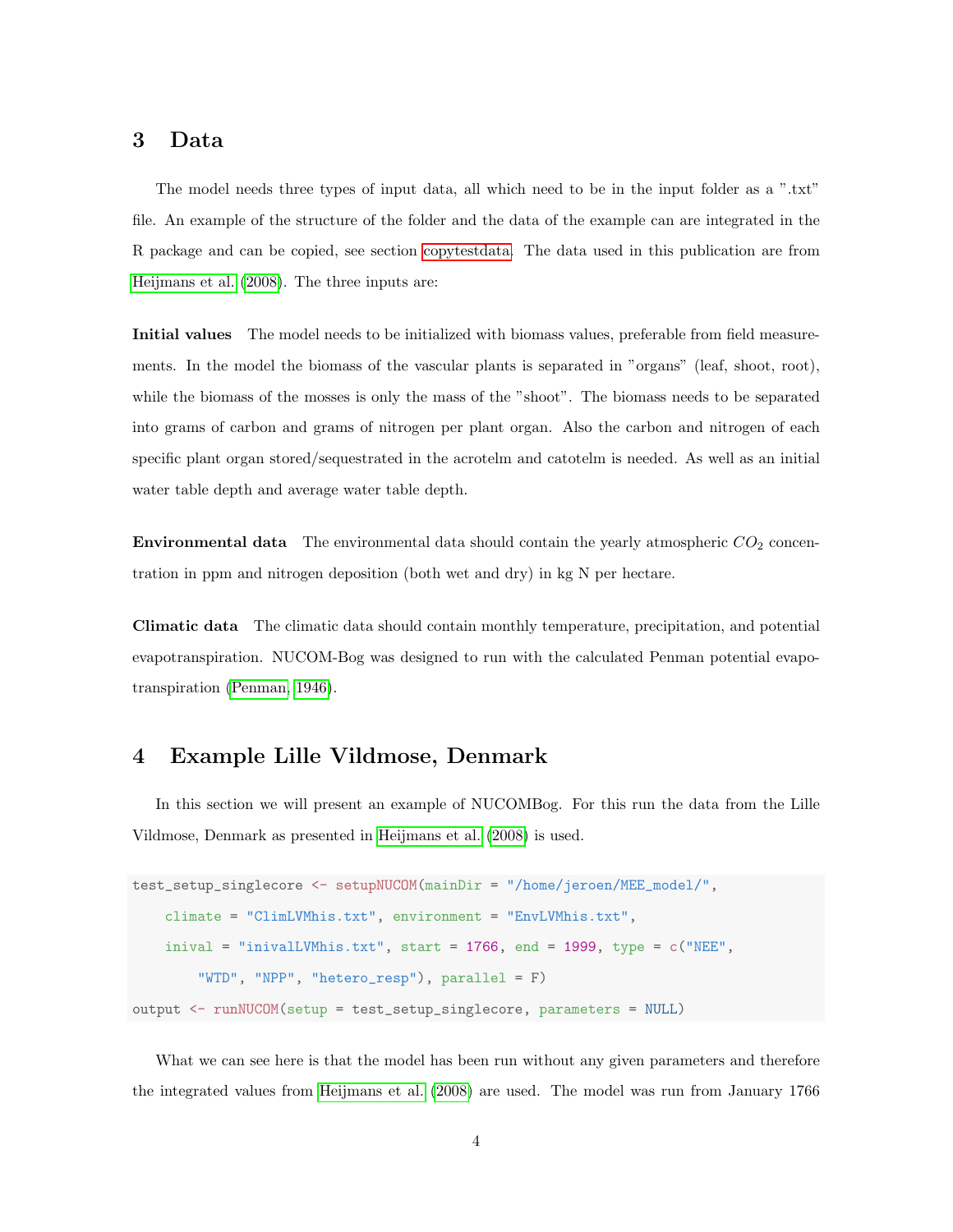## 3 Data

The model needs three types of input data, all which need to be in the input folder as a ".txt" file. An example of the structure of the folder and the data of the example can are integrated in the R package and can be copied, see section copytestdata. The data used in this publication are from Heijmans et al. (2008). The three inputs are:

**Initial values** The model needs to be initialized with biomass values, preferable from field measurements. In the model the biomass of the vascular plants is separated in "organs" (leaf, shoot, root), while the biomass of the mosses is only the mass of the "shoot". The biomass needs to be separated into grams of carbon and grams of nitrogen per plant organ. Also the carbon and nitrogen of each specific plant organ stored/sequestrated in the acrotelm and catotelm is needed. As well as an initial water table depth and average water table depth.

**Environmental data** The environmental data should contain the yearly atmospheric $CO_2$ concentration in ppm and nitrogen deposition (both wet and dry) in kg N per hectare.

**Climatic data** The climatic data should contain monthly temperature, precipitation, and potential evapotranspiration. NUCOM-Bog was designed to run with the calculated Penman potential evapotranspiration (Penman, 1946).

## 4 Example Lille Vildmose, Denmark

In this section we will present an example of NUCOMBog. For this run the data from the Lille Vildmose, Denmark as presented in Heijmans et al. (2008) is used.

```
test_setup_singlecore <- setupNUCOM(mainDir = "/home/jeroen/MEE_model/",
    climate = "ClimLVMhis.txt", environment = "EnvLVMhis.txt",
    inival = "inivalLVMhis.txt", start = 1766, end = 1999, type = c("NEE",
        "WTD", "NPP", "hetero_resp"), parallel = F)
output <- runNUCOM(setup = test_setup_singlecore, parameters = NULL)
```

What we can see here is that the model has been run without any given parameters and therefore the integrated values from Heijmans et al. (2008) are used. The model was run from January 1766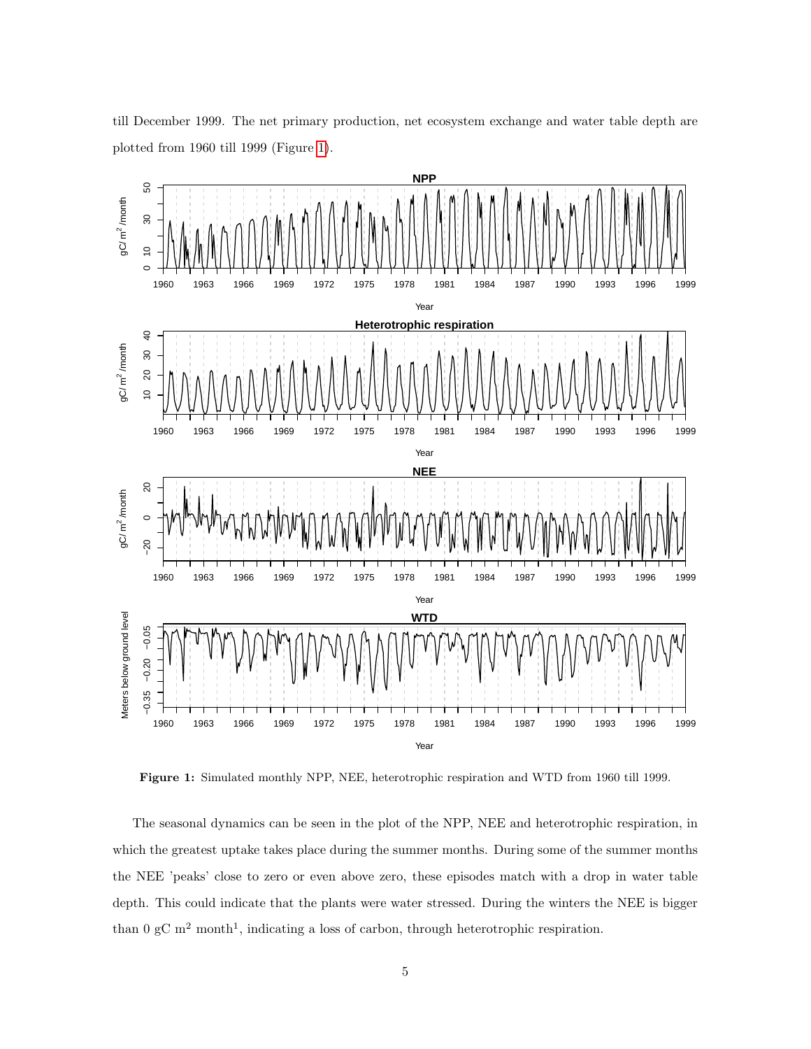till December 1999. The net primary production, net ecosystem exchange and water table depth are plotted from 1960 till 1999 (Figure 1).

**Figure 1:** Simulated monthly NPP, NEE, heterotrophic respiration and WTD from 1960 till 1999.

The seasonal dynamics can be seen in the plot of the NPP, NEE and heterotrophic respiration, in which the greatest uptake takes place during the summer months. During some of the summer months the NEE 'peaks' close to zero or even above zero, these episodes match with a drop in water table depth. This could indicate that the plants were water stressed. During the winters the NEE is bigger than 0 gC $m^2$ $month^1$, indicating a loss of carbon, through heterotrophic respiration.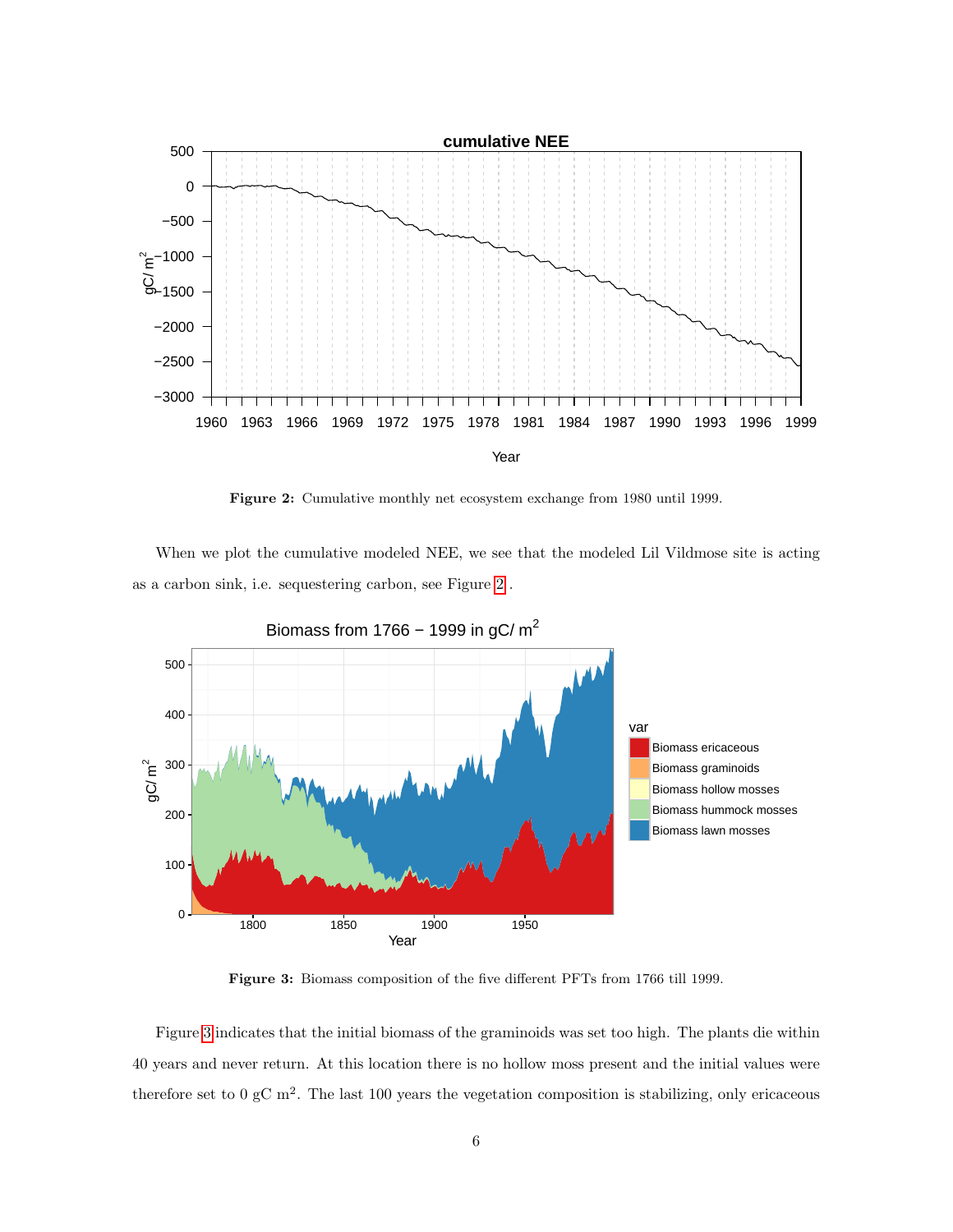Figure 2: Cumulative monthly net ecosystem exchange from 1980 until 1999.

When we plot the cumulative modeled NEE, we see that the modeled Lil Vildmose site is acting as a carbon sink, i.e. sequestering carbon, see Figure 2.

Figure 3: Biomass composition of the five different PFTs from 1766 till 1999.

Figure 3 indicates that the initial biomass of the graminoids was set too high. The plants die within 40 years and never return. At this location there is no hollow moss present and the initial values were therefore set to 0 gC $m^2$. The last 100 years the vegetation composition is stabilizing, only ericaceous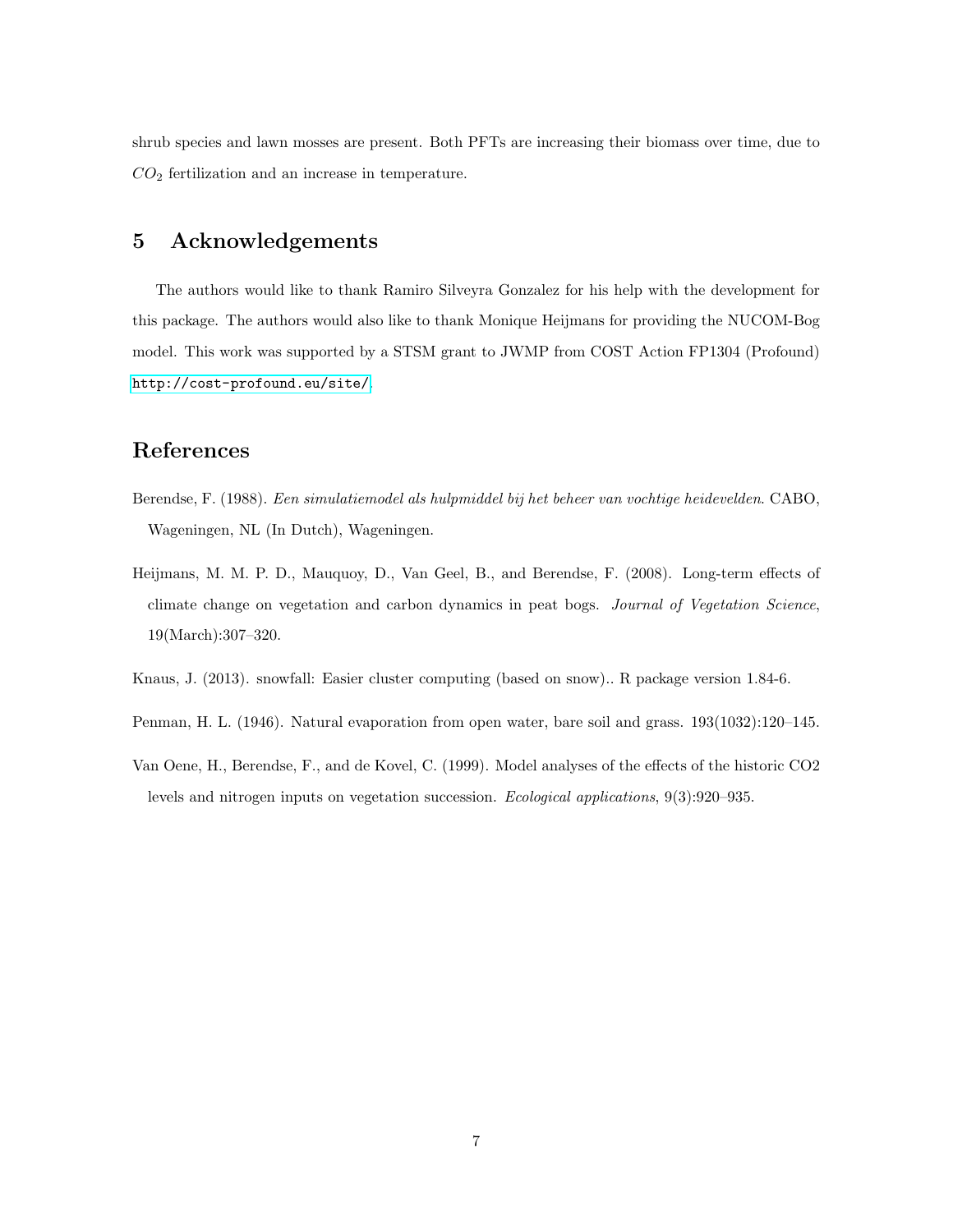shrub species and lawn mosses are present. Both PFTs are increasing their biomass over time, due to $CO_2$ fertilization and an increase in temperature.

# 5 Acknowledgements

The authors would like to thank Ramiro Silveyra Gonzalez for his help with the development for this package. The authors would also like to thank Monique Heijmans for providing the NUCOM-Bog model. This work was supported by a STSM grant to JWMP from COST Action FP1304 (Profound) http://cost-profound.eu/site/.

# References

Berendse, F. (1988). *Een simulatiemodel als hulpmiddel bij het beheer van vochtige heidevelden*. CABO, Wageningen, NL (In Dutch), Wageningen.

Heijmans, M. M. P. D., Mauquoy, D., Van Geel, B., and Berendse, F. (2008). Long-term effects of climate change on vegetation and carbon dynamics in peat bogs. *Journal of Vegetation Science*, 19(March):307–320.

Knaus, J. (2013). snowfall: Easier cluster computing (based on snow).. R package version 1.84-6.

Penman, H. L. (1946). Natural evaporation from open water, bare soil and grass. 193(1032):120–145.

Van Oene, H., Berendse, F., and de Kovel, C. (1999). Model analyses of the effects of the historic CO2 levels and nitrogen inputs on vegetation succession. *Ecological applications*, 9(3):920–935.